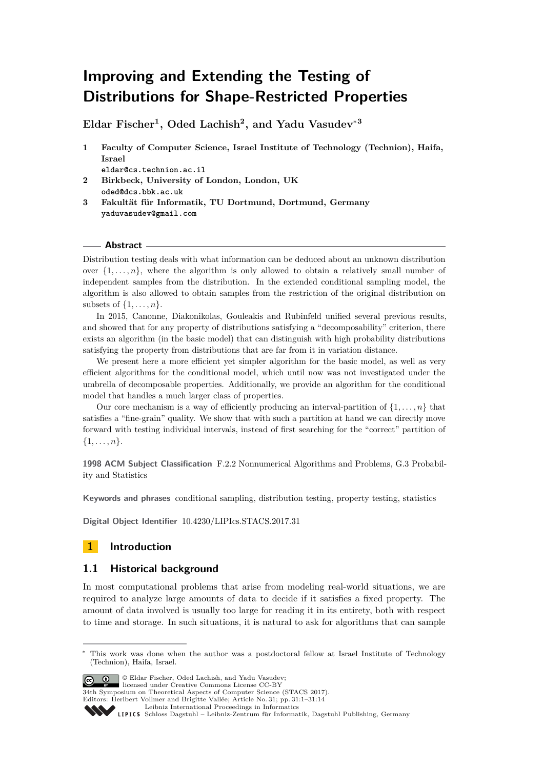# Improving and Extending the Testing of Distributions for Shape-Restricted Properties

**Eldar Fischer[1], Oded Lachish[2], and Yadu Vasudev*[3]**

1. **Faculty of Computer Science, Israel Institute of Technology (Technion), Haifa, Israel**
   eldar@cs.technion.ac.il
2. **Birkbeck, University of London, London, UK**
   oded@dcs.bbk.ac.uk
3. **Fakultät für Informatik, TU Dortmund, Dortmund, Germany**
   yaduvasudev@gmail.com

## Abstract

Distribution testing deals with what information can be deduced about an unknown distribution over $\{1, \ldots, n\}$, where the algorithm is only allowed to obtain a relatively small number of independent samples from the distribution. In the extended conditional sampling model, the algorithm is also allowed to obtain samples from the restriction of the original distribution on subsets of $\{1, \ldots, n\}$.

In 2015, Canonne, Diakonikolas, Gouleakis and Rubinfeld unified several previous results, and showed that for any property of distributions satisfying a "decomposability" criterion, there exists an algorithm (in the basic model) that can distinguish with high probability distributions satisfying the property from distributions that are far from it in variation distance.

We present here a more efficient yet simpler algorithm for the basic model, as well as very efficient algorithms for the conditional model, which until now was not investigated under the umbrella of decomposable properties. Additionally, we provide an algorithm for the conditional model that handles a much larger class of properties.

Our core mechanism is a way of efficiently producing an interval-partition of $\{1, \ldots, n\}$ that satisfies a "fine-grain" quality. We show that with such a partition at hand we can directly move forward with testing individual intervals, instead of first searching for the "correct" partition of $\{1, \ldots, n\}$.

**1998 ACM Subject Classification** F.2.2 Nonnumerical Algorithms and Problems, G.3 Probability and Statistics

**Keywords and phrases** conditional sampling, distribution testing, property testing, statistics

**Digital Object Identifier** 10.4230/LIPIcs.STACS.2017.31

## 1 Introduction

### 1.1 Historical background

In most computational problems that arise from modeling real-world situations, we are required to analyze large amounts of data to decide if it satisfies a fixed property. The amount of data involved is usually too large for reading it in its entirety, both with respect to time and storage. In such situations, it is natural to ask for algorithms that can sample

---

* This work was done when the author was a postdoctoral fellow at Israel Institute of Technology (Technion), Haifa, Israel.

© Eldar Fischer, Oded Lachish, and Yadu Vasudev; licensed under Creative Commons License CC-BY
34th Symposium on Theoretical Aspects of Computer Science (STACS 2017).
Editors: Heribert Vollmer and Brigitte Vallée; Article No. 31; pp. 31:1–31:14
Leibniz International Proceedings in Informatics
Schloss Dagstuhl – Leibniz-Zentrum für Informatik, Dagstuhl Publishing, Germany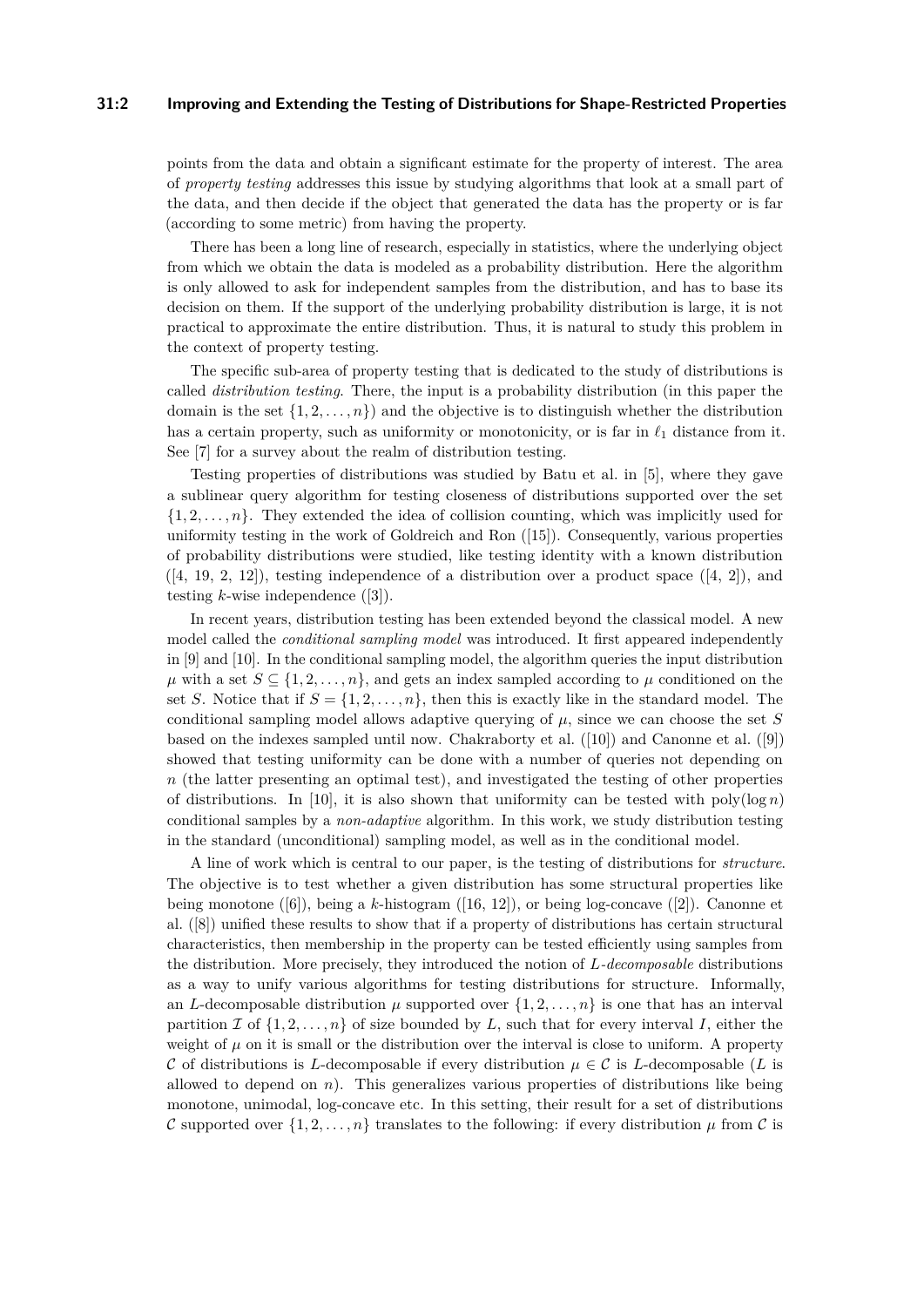points from the data and obtain a significant estimate for the property of interest. The area of *property testing* addresses this issue by studying algorithms that look at a small part of the data, and then decide if the object that generated the data has the property or is far (according to some metric) from having the property.

There has been a long line of research, especially in statistics, where the underlying object from which we obtain the data is modeled as a probability distribution. Here the algorithm is only allowed to ask for independent samples from the distribution, and has to base its decision on them. If the support of the underlying probability distribution is large, it is not practical to approximate the entire distribution. Thus, it is natural to study this problem in the context of property testing.

The specific sub-area of property testing that is dedicated to the study of distributions is called *distribution testing*. There, the input is a probability distribution (in this paper the domain is the set $\{1, 2, \ldots, n\}$) and the objective is to distinguish whether the distribution has a certain property, such as uniformity or monotonicity, or is far in $\ell_1$ distance from it. See [7] for a survey about the realm of distribution testing.

Testing properties of distributions was studied by Batu et al. in [5], where they gave a sublinear query algorithm for testing closeness of distributions supported over the set $\{1, 2, \ldots, n\}$. They extended the idea of collision counting, which was implicitly used for uniformity testing in the work of Goldreich and Ron ([15]). Consequently, various properties of probability distributions were studied, like testing identity with a known distribution ([4, 19, 2, 12]), testing independence of a distribution over a product space ([4, 2]), and testing $k$-wise independence ([3]).

In recent years, distribution testing has been extended beyond the classical model. A new model called the *conditional sampling model* was introduced. It first appeared independently in [9] and [10]. In the conditional sampling model, the algorithm queries the input distribution $\mu$ with a set $S \subseteq \{1, 2, \ldots, n\}$, and gets an index sampled according to $\mu$ conditioned on the set $S$. Notice that if $S = \{1, 2, \ldots, n\}$, then this is exactly like in the standard model. The conditional sampling model allows adaptive querying of $\mu$, since we can choose the set $S$ based on the indexes sampled until now. Chakraborty et al. ([10]) and Canonne et al. ([9]) showed that testing uniformity can be done with a number of queries not depending on $n$ (the latter presenting an optimal test), and investigated the testing of other properties of distributions. In [10], it is also shown that uniformity can be tested with $\text{poly}(\log n)$ conditional samples by a *non-adaptive* algorithm. In this work, we study distribution testing in the standard (unconditional) sampling model, as well as in the conditional model.

A line of work which is central to our paper, is the testing of distributions for *structure*. The objective is to test whether a given distribution has some structural properties like being monotone ([6]), being a $k$-histogram ([16, 12]), or being log-concave ([2]). Canonne et al. ([8]) unified these results to show that if a property of distributions has certain structural characteristics, then membership in the property can be tested efficiently using samples from the distribution. More precisely, they introduced the notion of $L$*-decomposable* distributions as a way to unify various algorithms for testing distributions for structure. Informally, an $L$-decomposable distribution $\mu$ supported over $\{1, 2, \ldots, n\}$ is one that has an interval partition $\mathcal{I}$ of $\{1, 2, \ldots, n\}$ of size bounded by $L$, such that for every interval $I$, either the weight of $\mu$ on it is small or the distribution over the interval is close to uniform. A property $\mathcal{C}$ of distributions is $L$-decomposable if every distribution $\mu \in \mathcal{C}$ is $L$-decomposable ($L$ is allowed to depend on $n$). This generalizes various properties of distributions like being monotone, unimodal, log-concave etc. In this setting, their result for a set of distributions $\mathcal{C}$ supported over $\{1, 2, \ldots, n\}$ translates to the following: if every distribution $\mu$ from $\mathcal{C}$ is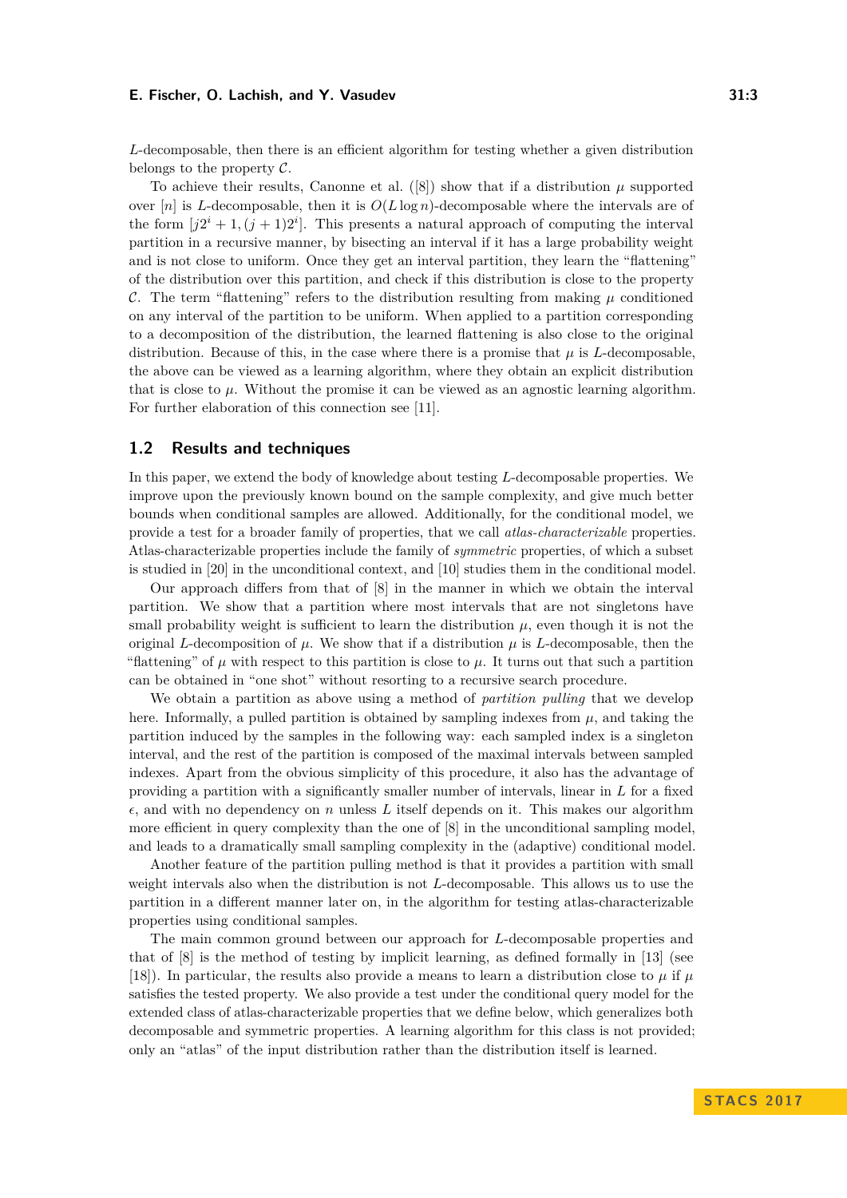$L$-decomposable, then there is an efficient algorithm for testing whether a given distribution belongs to the property $\mathcal{C}$.

To achieve their results, Canonne et al. ([8]) show that if a distribution $\mu$ supported over $[n]$ is $L$-decomposable, then it is $O(L \log n)$-decomposable where the intervals are of the form $[j2^i + 1, (j+1)2^i]$. This presents a natural approach of computing the interval partition in a recursive manner, by bisecting an interval if it has a large probability weight and is not close to uniform. Once they get an interval partition, they learn the "flattening" of the distribution over this partition, and check if this distribution is close to the property $\mathcal{C}$. The term "flattening" refers to the distribution resulting from making $\mu$ conditioned on any interval of the partition to be uniform. When applied to a partition corresponding to a decomposition of the distribution, the learned flattening is also close to the original distribution. Because of this, in the case where there is a promise that $\mu$ is $L$-decomposable, the above can be viewed as a learning algorithm, where they obtain an explicit distribution that is close to $\mu$. Without the promise it can be viewed as an agnostic learning algorithm. For further elaboration of this connection see [11].

## 1.2 Results and techniques

In this paper, we extend the body of knowledge about testing $L$-decomposable properties. We improve upon the previously known bound on the sample complexity, and give much better bounds when conditional samples are allowed. Additionally, for the conditional model, we provide a test for a broader family of properties, that we call *atlas-characterizable* properties. Atlas-characterizable properties include the family of *symmetric* properties, of which a subset is studied in [20] in the unconditional context, and [10] studies them in the conditional model.

Our approach differs from that of [8] in the manner in which we obtain the interval partition. We show that a partition where most intervals that are not singletons have small probability weight is sufficient to learn the distribution $\mu$, even though it is not the original $L$-decomposition of $\mu$. We show that if a distribution $\mu$ is $L$-decomposable, then the "flattening" of $\mu$ with respect to this partition is close to $\mu$. It turns out that such a partition can be obtained in "one shot" without resorting to a recursive search procedure.

We obtain a partition as above using a method of *partition pulling* that we develop here. Informally, a pulled partition is obtained by sampling indexes from $\mu$, and taking the partition induced by the samples in the following way: each sampled index is a singleton interval, and the rest of the partition is composed of the maximal intervals between sampled indexes. Apart from the obvious simplicity of this procedure, it also has the advantage of providing a partition with a significantly smaller number of intervals, linear in $L$ for a fixed $\epsilon$, and with no dependency on $n$ unless $L$ itself depends on it. This makes our algorithm more efficient in query complexity than the one of [8] in the unconditional sampling model, and leads to a dramatically small sampling complexity in the (adaptive) conditional model.

Another feature of the partition pulling method is that it provides a partition with small weight intervals also when the distribution is not $L$-decomposable. This allows us to use the partition in a different manner later on, in the algorithm for testing atlas-characterizable properties using conditional samples.

The main common ground between our approach for $L$-decomposable properties and that of [8] is the method of testing by implicit learning, as defined formally in [13] (see [18]). In particular, the results also provide a means to learn a distribution close to $\mu$ if $\mu$ satisfies the tested property. We also provide a test under the conditional query model for the extended class of atlas-characterizable properties that we define below, which generalizes both decomposable and symmetric properties. A learning algorithm for this class is not provided; only an "atlas" of the input distribution rather than the distribution itself is learned.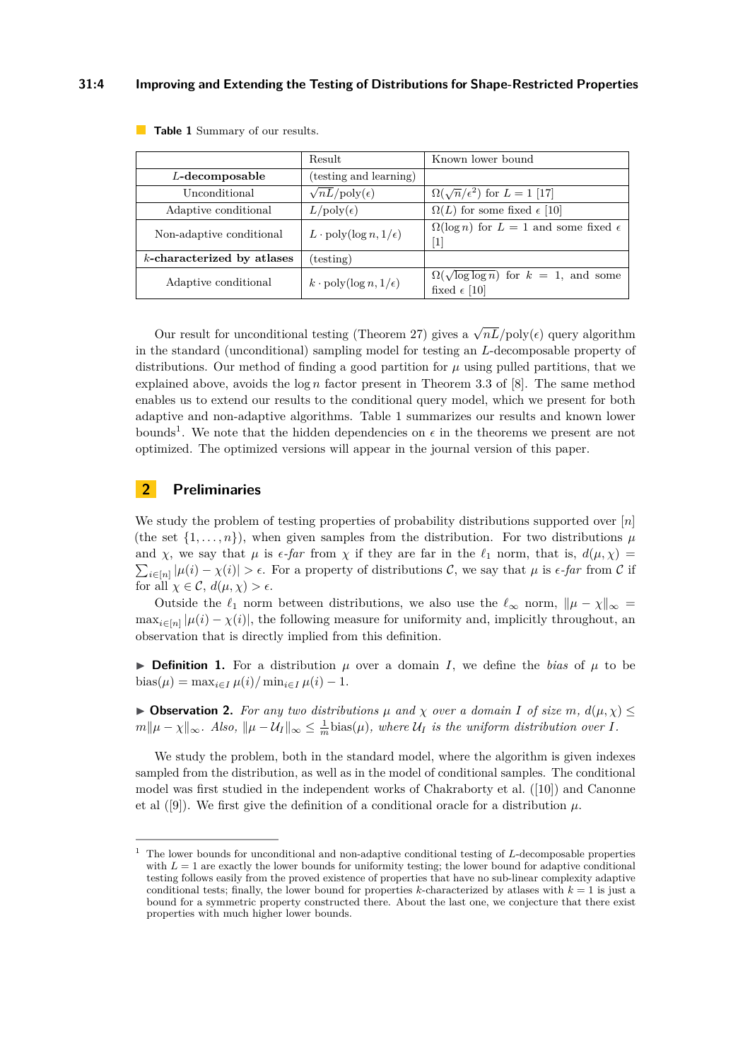**Table 1** Summary of our results.

| | Result | Known lower bound |
|---|---|---|
| **$L$-decomposable** | (testing and learning) | |
| Unconditional | $\sqrt{nL}/\text{poly}(\epsilon)$ | $\Omega(\sqrt{n}/\epsilon^2)$ for $L=1$ [17] |
| Adaptive conditional | $L/\text{poly}(\epsilon)$ | $\Omega(L)$ for some fixed $\epsilon$ [10] |
| Non-adaptive conditional | $L \cdot \text{poly}(\log n, 1/\epsilon)$ | $\Omega(\log n)$ for $L=1$ and some fixed $\epsilon$ [1] |
| **$k$-characterized by atlases** | (testing) | |
| Adaptive conditional | $k \cdot \text{poly}(\log n, 1/\epsilon)$ | $\Omega(\sqrt{\log\log n})$ for $k=1$, and some fixed $\epsilon$ [10] |

Our result for unconditional testing (Theorem 27) gives a $\sqrt{nL}/\text{poly}(\epsilon)$ query algorithm in the standard (unconditional) sampling model for testing an $L$-decomposable property of distributions. Our method of finding a good partition for $\mu$ using pulled partitions, that we explained above, avoids the $\log n$ factor present in Theorem 3.3 of [8]. The same method enables us to extend our results to the conditional query model, which we present for both adaptive and non-adaptive algorithms. Table 1 summarizes our results and known lower bounds[1]. We note that the hidden dependencies on $\epsilon$ in the theorems we present are not optimized. The optimized versions will appear in the journal version of this paper.

## 2 Preliminaries

We study the problem of testing properties of probability distributions supported over $[n]$ (the set $\{1,\ldots,n\}$), when given samples from the distribution. For two distributions $\mu$ and $\chi$, we say that $\mu$ is *$\epsilon$-far* from $\chi$ if they are far in the $\ell_1$ norm, that is, $d(\mu,\chi) = \sum_{i\in[n]} |\mu(i) - \chi(i)| > \epsilon$. For a property of distributions $\mathcal{C}$, we say that $\mu$ is *$\epsilon$-far* from $\mathcal{C}$ if for all $\chi \in \mathcal{C}$, $d(\mu,\chi) > \epsilon$.

Outside the $\ell_1$ norm between distributions, we also use the $\ell_\infty$ norm, $\|\mu - \chi\|_\infty = \max_{i\in[n]} |\mu(i) - \chi(i)|$, the following measure for uniformity and, implicitly throughout, an observation that is directly implied from this definition.

▶ **Definition 1.** For a distribution $\mu$ over a domain $I$, we define the *bias* of $\mu$ to be $\text{bias}(\mu) = \max_{i\in I} \mu(i)/\min_{i\in I} \mu(i) - 1$.

▶ **Observation 2.** *For any two distributions $\mu$ and $\chi$ over a domain $I$ of size $m$, $d(\mu,\chi) \le m\|\mu - \chi\|_\infty$. Also, $\|\mu - \mathcal{U}_I\|_\infty \le \frac{1}{m}\text{bias}(\mu)$, where $\mathcal{U}_I$ is the uniform distribution over $I$.*

We study the problem, both in the standard model, where the algorithm is given indexes sampled from the distribution, as well as in the model of conditional samples. The conditional model was first studied in the independent works of Chakraborty et al. ([10]) and Canonne et al ([9]). We first give the definition of a conditional oracle for a distribution $\mu$.

---

[1] The lower bounds for unconditional and non-adaptive conditional testing of $L$-decomposable properties with $L = 1$ are exactly the lower bounds for uniformity testing; the lower bound for adaptive conditional testing follows easily from the proved existence of properties that have no sub-linear complexity adaptive conditional tests; finally, the lower bound for properties $k$-characterized by atlases with $k = 1$ is just a bound for a symmetric property constructed there. About the last one, we conjecture that there exist properties with much higher lower bounds.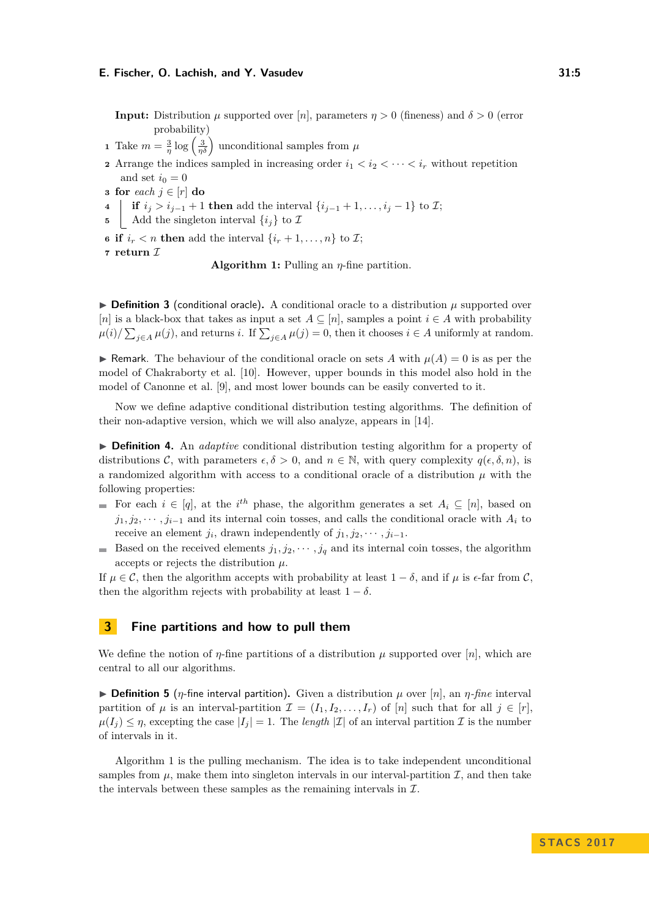**Input:** Distribution $\mu$ supported over $[n]$, parameters $\eta > 0$ (fineness) and $\delta > 0$ (error probability)

```
1 Take m = (3/η) log(3/(ηδ)) unconditional samples from μ
2 Arrange the indices sampled in increasing order i_1 < i_2 < ··· < i_r without repetition
    and set i_0 = 0
3 for each j ∈ [r] do
4   |  if i_j > i_{j-1} + 1 then add the interval {i_{j-1} + 1, ..., i_j - 1} to I;
5   |  Add the singleton interval {i_j} to I
6 if i_r < n then add the interval {i_r + 1, ..., n} to I;
7 return I
```

**Algorithm 1:** Pulling an $\eta$-fine partition.

▶ **Definition 3** (conditional oracle)**.** A conditional oracle to a distribution $\mu$ supported over $[n]$ is a black-box that takes as input a set $A \subseteq [n]$, samples a point $i \in A$ with probability $\mu(i)/\sum_{j\in A}\mu(j)$, and returns $i$. If $\sum_{j\in A}\mu(j) = 0$, then it chooses $i \in A$ uniformly at random.

▶ Remark. The behaviour of the conditional oracle on sets $A$ with $\mu(A) = 0$ is as per the model of Chakraborty et al. [10]. However, upper bounds in this model also hold in the model of Canonne et al. [9], and most lower bounds can be easily converted to it.

Now we define adaptive conditional distribution testing algorithms. The definition of their non-adaptive version, which we will also analyze, appears in [14].

▶ **Definition 4.** An *adaptive* conditional distribution testing algorithm for a property of distributions $\mathcal{C}$, with parameters $\epsilon, \delta > 0$, and $n \in \mathbb{N}$, with query complexity $q(\epsilon, \delta, n)$, is a randomized algorithm with access to a conditional oracle of a distribution $\mu$ with the following properties:

- For each $i \in [q]$, at the $i^{th}$ phase, the algorithm generates a set $A_i \subseteq [n]$, based on $j_1, j_2, \cdots, j_{i-1}$ and its internal coin tosses, and calls the conditional oracle with $A_i$ to receive an element $j_i$, drawn independently of $j_1, j_2, \cdots, j_{i-1}$.
- Based on the received elements $j_1, j_2, \cdots, j_q$ and its internal coin tosses, the algorithm accepts or rejects the distribution $\mu$.

If $\mu \in \mathcal{C}$, then the algorithm accepts with probability at least $1 - \delta$, and if $\mu$ is $\epsilon$-far from $\mathcal{C}$, then the algorithm rejects with probability at least $1 - \delta$.

## 3 Fine partitions and how to pull them

We define the notion of $\eta$-fine partitions of a distribution $\mu$ supported over $[n]$, which are central to all our algorithms.

▶ **Definition 5** ($\eta$-fine interval partition)**.** Given a distribution $\mu$ over $[n]$, an $\eta$*-fine* interval partition of $\mu$ is an interval-partition $\mathcal{I} = (I_1, I_2, \dots, I_r)$ of $[n]$ such that for all $j \in [r]$, $\mu(I_j) \leq \eta$, excepting the case $|I_j| = 1$. The *length* $|\mathcal{I}|$ of an interval partition $\mathcal{I}$ is the number of intervals in it.

Algorithm 1 is the pulling mechanism. The idea is to take independent unconditional samples from $\mu$, make them into singleton intervals in our interval-partition $\mathcal{I}$, and then take the intervals between these samples as the remaining intervals in $\mathcal{I}$.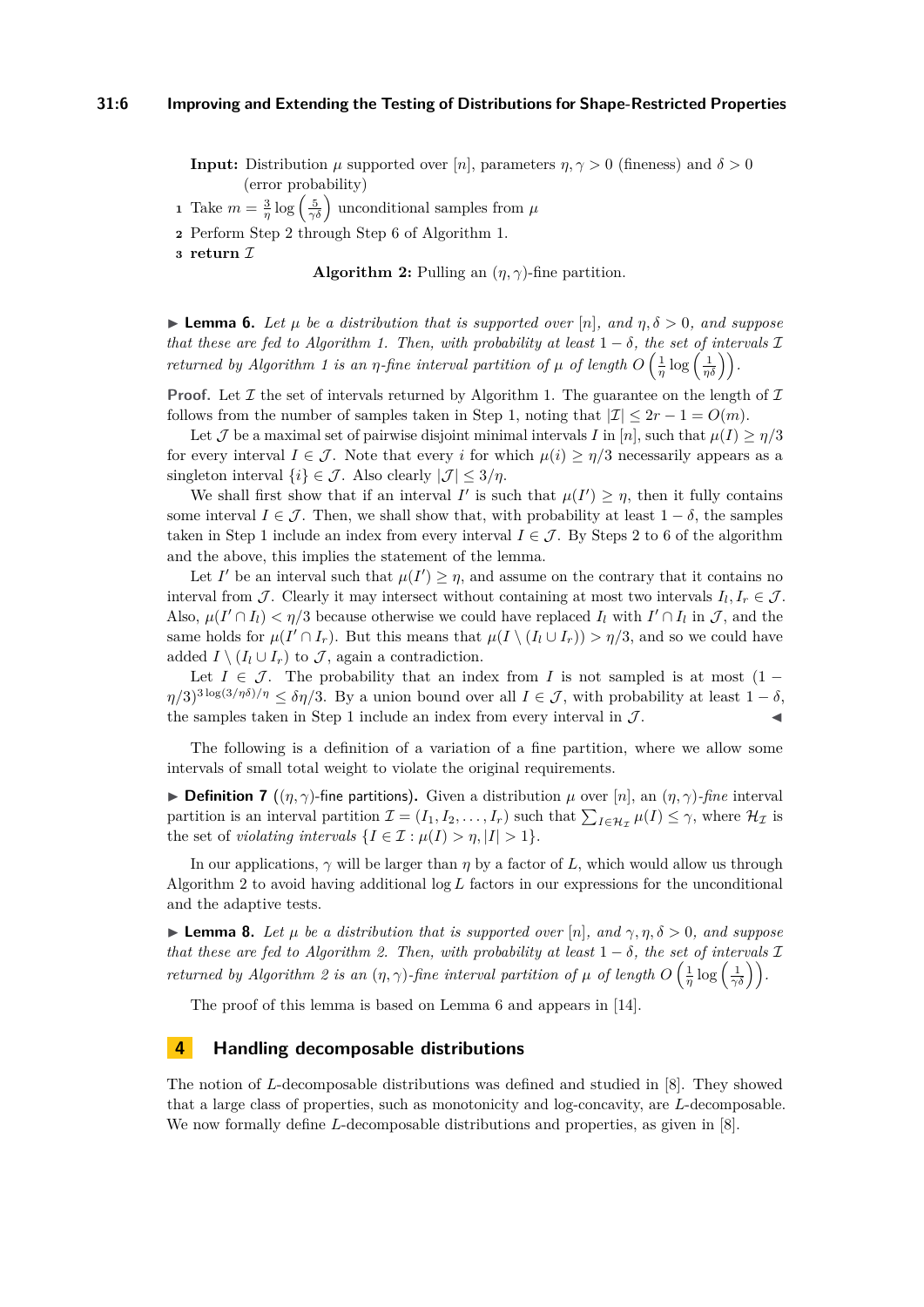**Input:** Distribution $\mu$ supported over $[n]$, parameters $\eta, \gamma > 0$ (fineness) and $\delta > 0$ (error probability)

1. Take $m = \frac{3}{\eta}\log\left(\frac{5}{\gamma\delta}\right)$ unconditional samples from $\mu$
2. Perform Step 2 through Step 6 of Algorithm 1.
3. **return** $\mathcal{I}$

**Algorithm 2:** Pulling an $(\eta, \gamma)$-fine partition.

▶ **Lemma 6.** *Let $\mu$ be a distribution that is supported over $[n]$, and $\eta, \delta > 0$, and suppose that these are fed to Algorithm 1. Then, with probability at least $1 - \delta$, the set of intervals $\mathcal{I}$ returned by Algorithm 1 is an $\eta$-fine interval partition of $\mu$ of length $O\left(\frac{1}{\eta}\log\left(\frac{1}{\eta\delta}\right)\right)$.*

**Proof.** Let $\mathcal{I}$ the set of intervals returned by Algorithm 1. The guarantee on the length of $\mathcal{I}$ follows from the number of samples taken in Step 1, noting that $|\mathcal{I}| \leq 2r - 1 = O(m)$.

Let $\mathcal{J}$ be a maximal set of pairwise disjoint minimal intervals $I$ in $[n]$, such that $\mu(I) \geq \eta/3$ for every interval $I \in \mathcal{J}$. Note that every $i$ for which $\mu(i) \geq \eta/3$ necessarily appears as a singleton interval $\{i\} \in \mathcal{J}$. Also clearly $|\mathcal{J}| \leq 3/\eta$.

We shall first show that if an interval $I'$ is such that $\mu(I') \geq \eta$, then it fully contains some interval $I \in \mathcal{J}$. Then, we shall show that, with probability at least $1 - \delta$, the samples taken in Step 1 include an index from every interval $I \in \mathcal{J}$. By Steps 2 to 6 of the algorithm and the above, this implies the statement of the lemma.

Let $I'$ be an interval such that $\mu(I') \geq \eta$, and assume on the contrary that it contains no interval from $\mathcal{J}$. Clearly it may intersect without containing at most two intervals $I_l, I_r \in \mathcal{J}$. Also, $\mu(I' \cap I_l) < \eta/3$ because otherwise we could have replaced $I_l$ with $I' \cap I_l$ in $\mathcal{J}$, and the same holds for $\mu(I' \cap I_r)$. But this means that $\mu(I \setminus (I_l \cup I_r)) > \eta/3$, and so we could have added $I \setminus (I_l \cup I_r)$ to $\mathcal{J}$, again a contradiction.

Let $I \in \mathcal{J}$. The probability that an index from $I$ is not sampled is at most $(1 - \eta/3)^{3\log(3/\eta\delta)/\eta} \leq \delta\eta/3$. By a union bound over all $I \in \mathcal{J}$, with probability at least $1 - \delta$, the samples taken in Step 1 include an index from every interval in $\mathcal{J}$. ◀

The following is a definition of a variation of a fine partition, where we allow some intervals of small total weight to violate the original requirements.

▶ **Definition 7** ($(\eta, \gamma)$-fine partitions)**.** Given a distribution $\mu$ over $[n]$, an $(\eta, \gamma)$-*fine* interval partition is an interval partition $\mathcal{I} = (I_1, I_2, \ldots, I_r)$ such that $\sum_{I \in \mathcal{H}_\mathcal{I}} \mu(I) \leq \gamma$, where $\mathcal{H}_\mathcal{I}$ is the set of *violating intervals* $\{I \in \mathcal{I} : \mu(I) > \eta, |I| > 1\}$.

In our applications, $\gamma$ will be larger than $\eta$ by a factor of $L$, which would allow us through Algorithm 2 to avoid having additional $\log L$ factors in our expressions for the unconditional and the adaptive tests.

▶ **Lemma 8.** *Let $\mu$ be a distribution that is supported over $[n]$, and $\gamma, \eta, \delta > 0$, and suppose that these are fed to Algorithm 2. Then, with probability at least $1 - \delta$, the set of intervals $\mathcal{I}$ returned by Algorithm 2 is an $(\eta, \gamma)$-fine interval partition of $\mu$ of length $O\left(\frac{1}{\eta}\log\left(\frac{1}{\gamma\delta}\right)\right)$.*

The proof of this lemma is based on Lemma 6 and appears in [14].

## 4 Handling decomposable distributions

The notion of $L$-decomposable distributions was defined and studied in [8]. They showed that a large class of properties, such as monotonicity and log-concavity, are $L$-decomposable. We now formally define $L$-decomposable distributions and properties, as given in [8].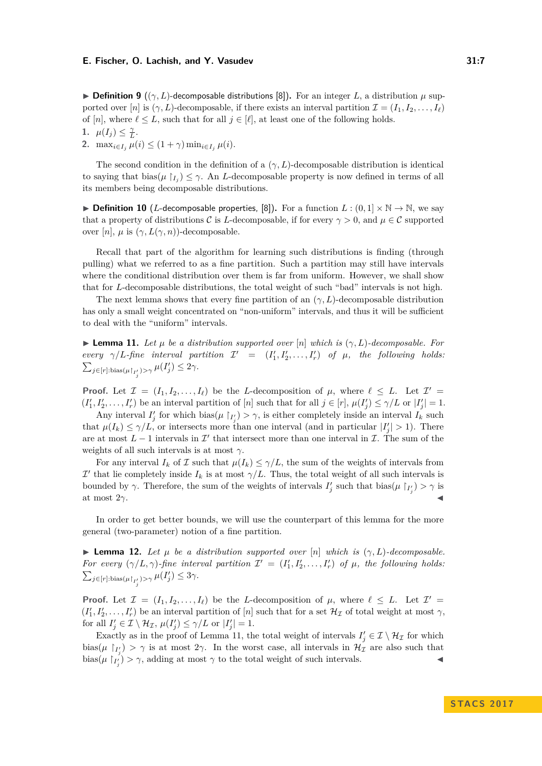▶ **Definition 9** (($(\gamma, L)$-decomposable distributions [8]). For an integer $L$, a distribution $\mu$ supported over $[n]$ is $(\gamma, L)$-decomposable, if there exists an interval partition $\mathcal{I} = (I_1, I_2, \ldots, I_\ell)$ of $[n]$, where $\ell \leq L$, such that for all $j \in [\ell]$, at least one of the following holds.

1. $\mu(I_j) \leq \frac{\gamma}{L}$.
2. $\max_{i \in I_j} \mu(i) \leq (1+\gamma) \min_{i \in I_j} \mu(i)$.

The second condition in the definition of a $(\gamma, L)$-decomposable distribution is identical to saying that $\text{bias}(\mu\restriction_{I_j}) \leq \gamma$. An $L$-decomposable property is now defined in terms of all its members being decomposable distributions.

▶ **Definition 10** ($L$-decomposable properties, [8]). For a function $L : (0,1] \times \mathbb{N} \to \mathbb{N}$, we say that a property of distributions $\mathcal{C}$ is $L$-decomposable, if for every $\gamma > 0$, and $\mu \in \mathcal{C}$ supported over $[n]$, $\mu$ is $(\gamma, L(\gamma, n))$-decomposable.

Recall that part of the algorithm for learning such distributions is finding (through pulling) what we referred to as a fine partition. Such a partition may still have intervals where the conditional distribution over them is far from uniform. However, we shall show that for $L$-decomposable distributions, the total weight of such "bad" intervals is not high.

The next lemma shows that every fine partition of an $(\gamma, L)$-decomposable distribution has only a small weight concentrated on "non-uniform" intervals, and thus it will be sufficient to deal with the "uniform" intervals.

▶ **Lemma 11.** *Let $\mu$ be a distribution supported over $[n]$ which is $(\gamma, L)$-decomposable. For every $\gamma/L$-fine interval partition $\mathcal{I}' = (I'_1, I'_2, \ldots, I'_r)$ of $\mu$, the following holds: $\sum_{j \in [r]:\text{bias}(\mu\restriction_{I'_j}) > \gamma} \mu(I'_j) \leq 2\gamma$.*

**Proof.** Let $\mathcal{I} = (I_1, I_2, \ldots, I_\ell)$ be the $L$-decomposition of $\mu$, where $\ell \leq L$. Let $\mathcal{I}' = (I'_1, I'_2, \ldots, I'_r)$ be an interval partition of $[n]$ such that for all $j \in [r]$, $\mu(I'_j) \leq \gamma/L$ or $|I'_j| = 1$.

Any interval $I'_j$ for which $\text{bias}(\mu\restriction_{I'_j}) > \gamma$, is either completely inside an interval $I_k$ such that $\mu(I_k) \leq \gamma/L$, or intersects more than one interval (and in particular $|I'_j| > 1$). There are at most $L - 1$ intervals in $\mathcal{I}'$ that intersect more than one interval in $\mathcal{I}$. The sum of the weights of all such intervals is at most $\gamma$.

For any interval $I_k$ of $\mathcal{I}$ such that $\mu(I_k) \leq \gamma/L$, the sum of the weights of intervals from $\mathcal{I}'$ that lie completely inside $I_k$ is at most $\gamma/L$. Thus, the total weight of all such intervals is bounded by $\gamma$. Therefore, the sum of the weights of intervals $I'_j$ such that $\text{bias}(\mu\restriction_{I'_j}) > \gamma$ is at most $2\gamma$. ◀

In order to get better bounds, we will use the counterpart of this lemma for the more general (two-parameter) notion of a fine partition.

▶ **Lemma 12.** *Let $\mu$ be a distribution supported over $[n]$ which is $(\gamma, L)$-decomposable. For every $(\gamma/L, \gamma)$-fine interval partition $\mathcal{I}' = (I'_1, I'_2, \ldots, I'_r)$ of $\mu$, the following holds: $\sum_{j \in [r]:\text{bias}(\mu\restriction_{I'_j}) > \gamma} \mu(I'_j) \leq 3\gamma$.*

**Proof.** Let $\mathcal{I} = (I_1, I_2, \ldots, I_\ell)$ be the $L$-decomposition of $\mu$, where $\ell \leq L$. Let $\mathcal{I}' = (I'_1, I'_2, \ldots, I'_r)$ be an interval partition of $[n]$ such that for a set $\mathcal{H}_\mathcal{I}$ of total weight at most $\gamma$, for all $I'_j \in \mathcal{I} \setminus \mathcal{H}_\mathcal{I}$, $\mu(I'_j) \leq \gamma/L$ or $|I'_j| = 1$.

Exactly as in the proof of Lemma 11, the total weight of intervals $I'_j \in \mathcal{I} \setminus \mathcal{H}_\mathcal{I}$ for which $\text{bias}(\mu\restriction_{I'_j}) > \gamma$ is at most $2\gamma$. In the worst case, all intervals in $\mathcal{H}_\mathcal{I}$ are also such that $\text{bias}(\mu\restriction_{I'_j}) > \gamma$, adding at most $\gamma$ to the total weight of such intervals. ◀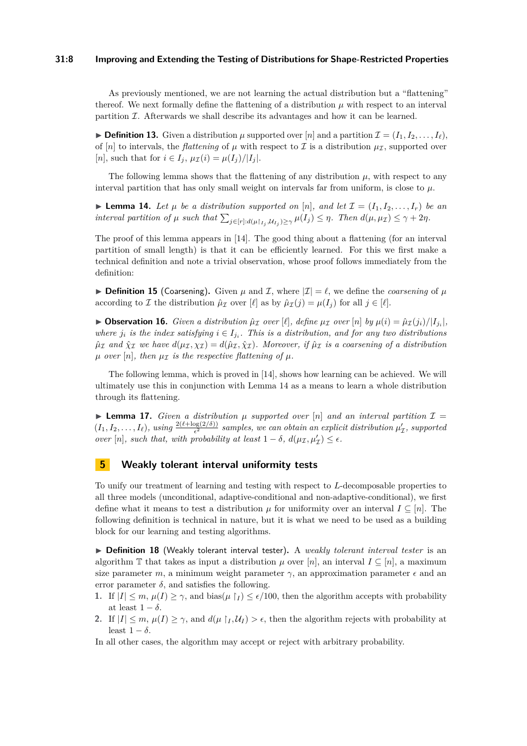As previously mentioned, we are not learning the actual distribution but a "flattening" thereof. We next formally define the flattening of a distribution $\mu$ with respect to an interval partition $\mathcal{I}$. Afterwards we shall describe its advantages and how it can be learned.

▶ **Definition 13.** Given a distribution $\mu$ supported over $[n]$ and a partition $\mathcal{I} = (I_1, I_2, \ldots, I_\ell)$, of $[n]$ to intervals, the *flattening* of $\mu$ with respect to $\mathcal{I}$ is a distribution $\mu_{\mathcal{I}}$, supported over $[n]$, such that for $i \in I_j$, $\mu_{\mathcal{I}}(i) = \mu(I_j)/|I_j|$.

The following lemma shows that the flattening of any distribution $\mu$, with respect to any interval partition that has only small weight on intervals far from uniform, is close to $\mu$.

▶ **Lemma 14.** *Let $\mu$ be a distribution supported on $[n]$, and let $\mathcal{I} = (I_1, I_2, \ldots, I_r)$ be an interval partition of $\mu$ such that $\sum_{j \in [r]: d(\mu\restriction_{I_j}, \mathcal{U}_{I_j}) \geq \gamma} \mu(I_j) \leq \eta$. Then $d(\mu, \mu_{\mathcal{I}}) \leq \gamma + 2\eta$.*

The proof of this lemma appears in [14]. The good thing about a flattening (for an interval partition of small length) is that it can be efficiently learned. For this we first make a technical definition and note a trivial observation, whose proof follows immediately from the definition:

▶ **Definition 15** (Coarsening). Given $\mu$ and $\mathcal{I}$, where $|\mathcal{I}| = \ell$, we define the *coarsening* of $\mu$ according to $\mathcal{I}$ the distribution $\hat{\mu}_{\mathcal{I}}$ over $[\ell]$ as by $\hat{\mu}_{\mathcal{I}}(j) = \mu(I_j)$ for all $j \in [\ell]$.

▶ **Observation 16.** *Given a distribution $\hat{\mu}_{\mathcal{I}}$ over $[\ell]$, define $\mu_{\mathcal{I}}$ over $[n]$ by $\mu(i) = \hat{\mu}_{\mathcal{I}}(j_i)/|I_{j_i}|$, where $j_i$ is the index satisfying $i \in I_{j_i}$. This is a distribution, and for any two distributions $\hat{\mu}_{\mathcal{I}}$ and $\hat{\chi}_{\mathcal{I}}$ we have $d(\mu_{\mathcal{I}}, \chi_{\mathcal{I}}) = d(\hat{\mu}_{\mathcal{I}}, \hat{\chi}_{\mathcal{I}})$. Moreover, if $\hat{\mu}_{\mathcal{I}}$ is a coarsening of a distribution $\mu$ over $[n]$, then $\mu_{\mathcal{I}}$ is the respective flattening of $\mu$.*

The following lemma, which is proved in [14], shows how learning can be achieved. We will ultimately use this in conjunction with Lemma 14 as a means to learn a whole distribution through its flattening.

▶ **Lemma 17.** *Given a distribution $\mu$ supported over $[n]$ and an interval partition $\mathcal{I} = (I_1, I_2, \ldots, I_\ell)$, using $\frac{2(\ell + \log(2/\delta))}{\epsilon^2}$ samples, we can obtain an explicit distribution $\mu'_{\mathcal{I}}$, supported over $[n]$, such that, with probability at least $1 - \delta$, $d(\mu_{\mathcal{I}}, \mu'_{\mathcal{I}}) \leq \epsilon$.*

## 5 Weakly tolerant interval uniformity tests

To unify our treatment of learning and testing with respect to $L$-decomposable properties to all three models (unconditional, adaptive-conditional and non-adaptive-conditional), we first define what it means to test a distribution $\mu$ for uniformity over an interval $I \subseteq [n]$. The following definition is technical in nature, but it is what we need to be used as a building block for our learning and testing algorithms.

▶ **Definition 18** (Weakly tolerant interval tester). A *weakly tolerant interval tester* is an algorithm $\mathbb{T}$ that takes as input a distribution $\mu$ over $[n]$, an interval $I \subseteq [n]$, a maximum size parameter $m$, a minimum weight parameter $\gamma$, an approximation parameter $\epsilon$ and an error parameter $\delta$, and satisfies the following.

1. If $|I| \leq m$, $\mu(I) \geq \gamma$, and $\text{bias}(\mu\restriction_I) \leq \epsilon/100$, then the algorithm accepts with probability at least $1 - \delta$.
2. If $|I| \leq m$, $\mu(I) \geq \gamma$, and $d(\mu\restriction_I, \mathcal{U}_I) > \epsilon$, then the algorithm rejects with probability at least $1 - \delta$.

In all other cases, the algorithm may accept or reject with arbitrary probability.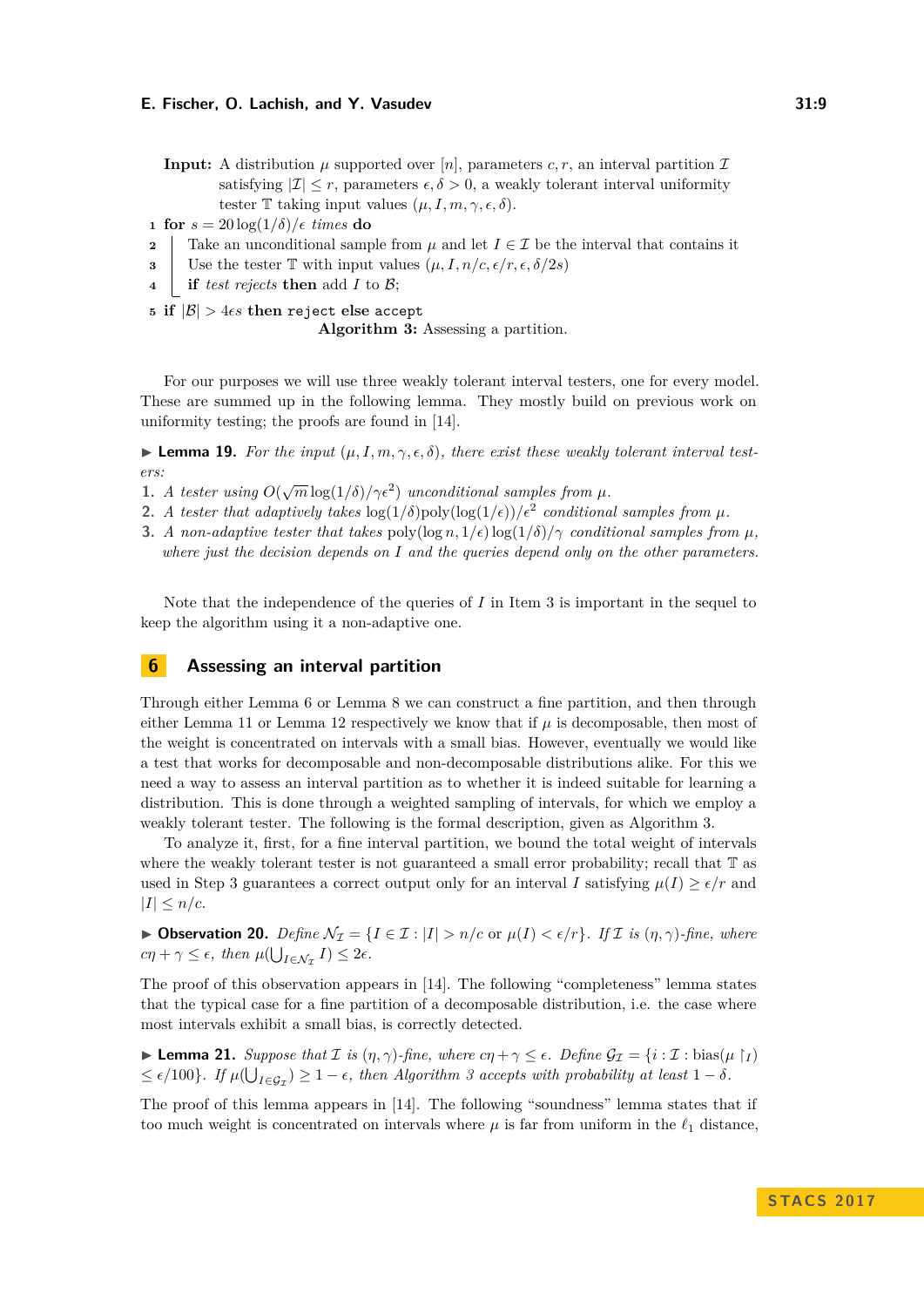**Input:** A distribution $\mu$ supported over $[n]$, parameters $c, r$, an interval partition $\mathcal{I}$ satisfying $|\mathcal{I}| \le r$, parameters $\epsilon, \delta > 0$, a weakly tolerant interval uniformity tester $\mathbb{T}$ taking input values $(\mu, I, m, \gamma, \epsilon, \delta)$.

```
1 for s = 20 log(1/δ)/ε times do
2     Take an unconditional sample from μ and let I ∈ 𝓘 be the interval that contains it
3     Use the tester 𝕋 with input values (μ, I, n/c, ε/r, ε, δ/2s)
4     if test rejects then add I to 𝓑;
5 if |𝓑| > 4εs then reject else accept
```

**Algorithm 3:** Assessing a partition.

For our purposes we will use three weakly tolerant interval testers, one for every model. These are summed up in the following lemma. They mostly build on previous work on uniformity testing; the proofs are found in [14].

▶ **Lemma 19.** *For the input $(\mu, I, m, \gamma, \epsilon, \delta)$, there exist these weakly tolerant interval testers:*

1. *A tester using $O(\sqrt{m}\log(1/\delta)/\gamma\epsilon^2)$ unconditional samples from $\mu$.*
2. *A tester that adaptively takes $\log(1/\delta)\text{poly}(\log(1/\epsilon))/\epsilon^2$ conditional samples from $\mu$.*
3. *A non-adaptive tester that takes $\text{poly}(\log n, 1/\epsilon)\log(1/\delta)/\gamma$ conditional samples from $\mu$, where just the decision depends on $I$ and the queries depend only on the other parameters.*

Note that the independence of the queries of $I$ in Item 3 is important in the sequel to keep the algorithm using it a non-adaptive one.

## 6 Assessing an interval partition

Through either Lemma 6 or Lemma 8 we can construct a fine partition, and then through either Lemma 11 or Lemma 12 respectively we know that if $\mu$ is decomposable, then most of the weight is concentrated on intervals with a small bias. However, eventually we would like a test that works for decomposable and non-decomposable distributions alike. For this we need a way to assess an interval partition as to whether it is indeed suitable for learning a distribution. This is done through a weighted sampling of intervals, for which we employ a weakly tolerant tester. The following is the formal description, given as Algorithm 3.

To analyze it, first, for a fine interval partition, we bound the total weight of intervals where the weakly tolerant tester is not guaranteed a small error probability; recall that $\mathbb{T}$ as used in Step 3 guarantees a correct output only for an interval $I$ satisfying $\mu(I) \ge \epsilon/r$ and $|I| \le n/c$.

▶ **Observation 20.** *Define $\mathcal{N}_{\mathcal{I}} = \{I \in \mathcal{I} : |I| > n/c \text{ or } \mu(I) < \epsilon/r\}$. If $\mathcal{I}$ is $(\eta,\gamma)$-fine, where $c\eta + \gamma \le \epsilon$, then $\mu(\bigcup_{I\in\mathcal{N}_{\mathcal{I}}} I) \le 2\epsilon$.*

The proof of this observation appears in [14]. The following "completeness" lemma states that the typical case for a fine partition of a decomposable distribution, i.e. the case where most intervals exhibit a small bias, is correctly detected.

▶ **Lemma 21.** *Suppose that $\mathcal{I}$ is $(\eta,\gamma)$-fine, where $c\eta+\gamma \le \epsilon$. Define $\mathcal{G}_{\mathcal{I}} = \{i : \mathcal{I} : \text{bias}(\mu\restriction_I) \le \epsilon/100\}$. If $\mu(\bigcup_{I\in\mathcal{G}_{\mathcal{I}}}) \ge 1-\epsilon$, then Algorithm 3 accepts with probability at least $1-\delta$.*

The proof of this lemma appears in [14]. The following "soundness" lemma states that if too much weight is concentrated on intervals where $\mu$ is far from uniform in the $\ell_1$ distance,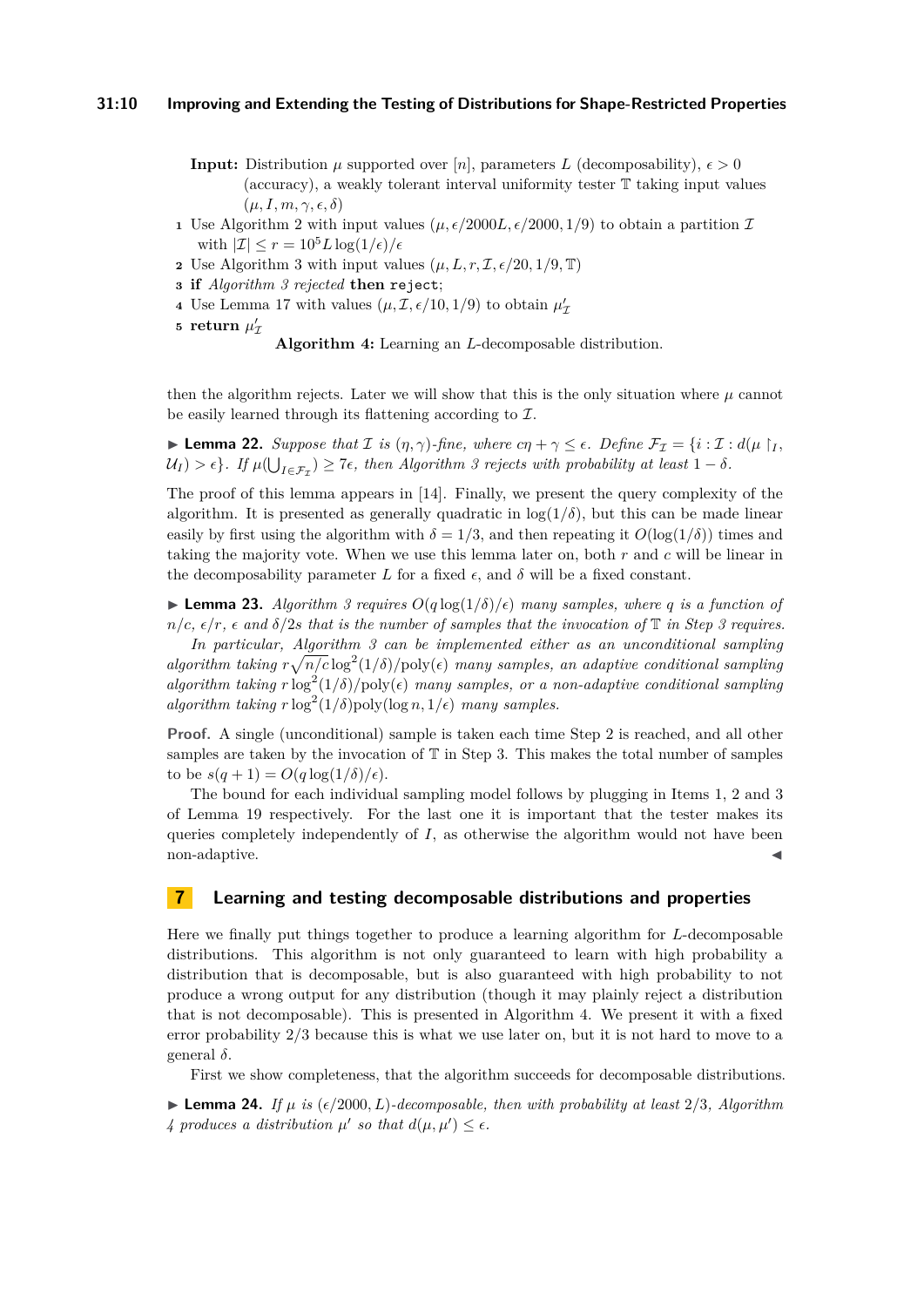**Input:** Distribution $\mu$ supported over $[n]$, parameters $L$ (decomposability), $\epsilon > 0$ (accuracy), a weakly tolerant interval uniformity tester $\mathbb{T}$ taking input values $(\mu, I, m, \gamma, \epsilon, \delta)$

1. Use Algorithm 2 with input values $(\mu, \epsilon/2000L, \epsilon/2000, 1/9)$ to obtain a partition $\mathcal{I}$ with $|\mathcal{I}| \leq r = 10^5 L \log(1/\epsilon)/\epsilon$
2. Use Algorithm 3 with input values $(\mu, L, r, \mathcal{I}, \epsilon/20, 1/9, \mathbb{T})$
3. **if** *Algorithm 3 rejected* **then** `reject`;
4. Use Lemma 17 with values $(\mu, \mathcal{I}, \epsilon/10, 1/9)$ to obtain $\mu'_{\mathcal{I}}$
5. **return** $\mu'_{\mathcal{I}}$

**Algorithm 4:** Learning an $L$-decomposable distribution.

then the algorithm rejects. Later we will show that this is the only situation where $\mu$ cannot be easily learned through its flattening according to $\mathcal{I}$.

▶ **Lemma 22.** *Suppose that $\mathcal{I}$ is $(\eta, \gamma)$-fine, where $c\eta + \gamma \leq \epsilon$. Define $\mathcal{F}_{\mathcal{I}} = \{i : \mathcal{I} : d(\mu \restriction_I, \mathcal{U}_I) > \epsilon\}$. If $\mu(\bigcup_{I \in \mathcal{F}_{\mathcal{I}}}) \geq 7\epsilon$, then Algorithm 3 rejects with probability at least $1 - \delta$.*

The proof of this lemma appears in [14]. Finally, we present the query complexity of the algorithm. It is presented as generally quadratic in $\log(1/\delta)$, but this can be made linear easily by first using the algorithm with $\delta = 1/3$, and then repeating it $O(\log(1/\delta))$ times and taking the majority vote. When we use this lemma later on, both $r$ and $c$ will be linear in the decomposability parameter $L$ for a fixed $\epsilon$, and $\delta$ will be a fixed constant.

▶ **Lemma 23.** *Algorithm 3 requires $O(q \log(1/\delta)/\epsilon)$ many samples, where $q$ is a function of $n/c$, $\epsilon/r$, $\epsilon$ and $\delta/2s$ that is the number of samples that the invocation of $\mathbb{T}$ in Step 3 requires.*

*In particular, Algorithm 3 can be implemented either as an unconditional sampling algorithm taking $r\sqrt{n/c}\log^2(1/\delta)/\mathrm{poly}(\epsilon)$ many samples, an adaptive conditional sampling algorithm taking $r\log^2(1/\delta)/\mathrm{poly}(\epsilon)$ many samples, or a non-adaptive conditional sampling algorithm taking $r\log^2(1/\delta)\mathrm{poly}(\log n, 1/\epsilon)$ many samples.*

**Proof.** A single (unconditional) sample is taken each time Step 2 is reached, and all other samples are taken by the invocation of $\mathbb{T}$ in Step 3. This makes the total number of samples to be $s(q+1) = O(q \log(1/\delta)/\epsilon)$.

The bound for each individual sampling model follows by plugging in Items 1, 2 and 3 of Lemma 19 respectively. For the last one it is important that the tester makes its queries completely independently of $I$, as otherwise the algorithm would not have been non-adaptive. ◀

## 7 Learning and testing decomposable distributions and properties

Here we finally put things together to produce a learning algorithm for $L$-decomposable distributions. This algorithm is not only guaranteed to learn with high probability a distribution that is decomposable, but is also guaranteed with high probability to not produce a wrong output for any distribution (though it may plainly reject a distribution that is not decomposable). This is presented in Algorithm 4. We present it with a fixed error probability $2/3$ because this is what we use later on, but it is not hard to move to a general $\delta$.

First we show completeness, that the algorithm succeeds for decomposable distributions.

▶ **Lemma 24.** *If $\mu$ is $(\epsilon/2000, L)$-decomposable, then with probability at least $2/3$, Algorithm 4 produces a distribution $\mu'$ so that $d(\mu, \mu') \leq \epsilon$.*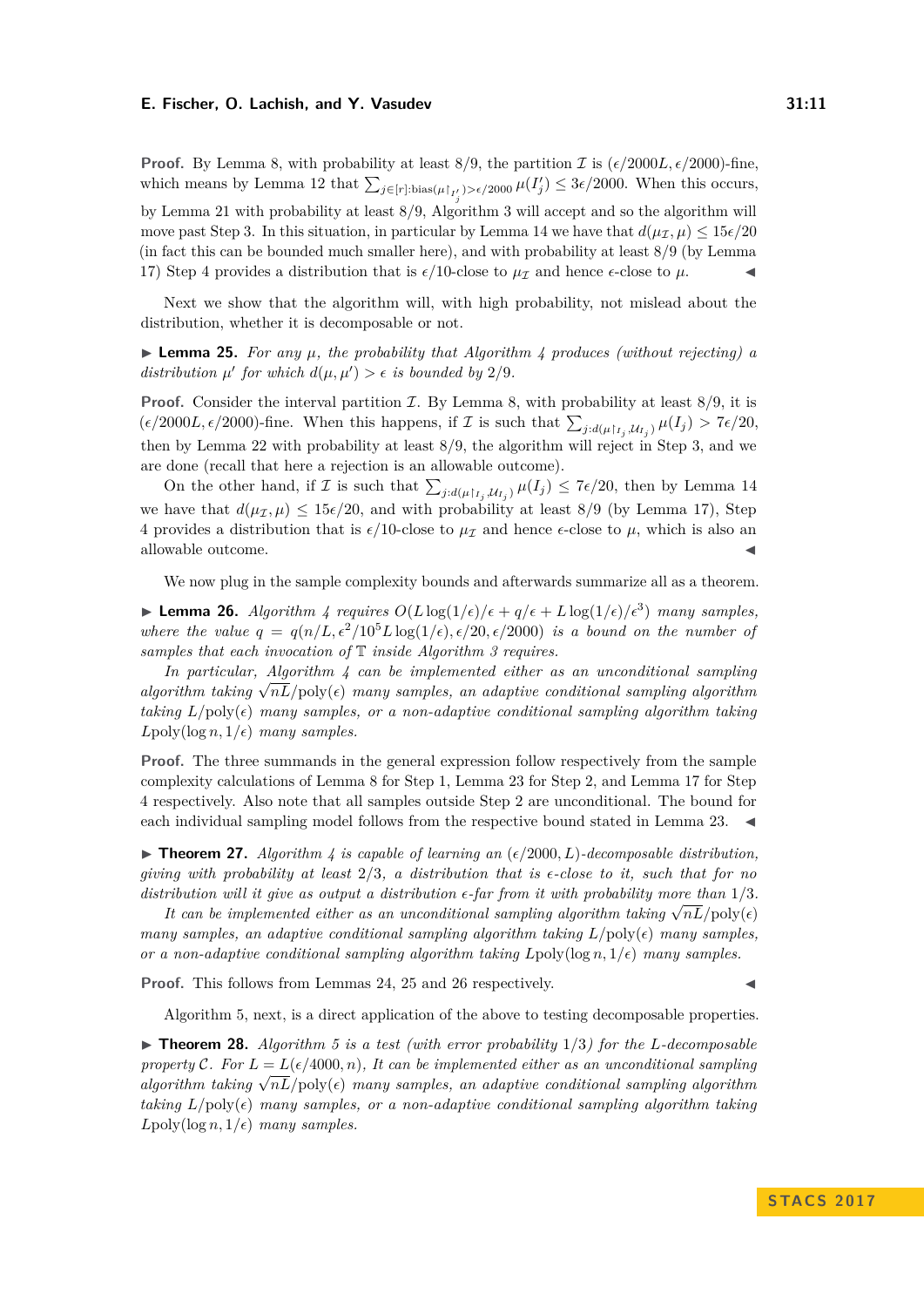**Proof.** By Lemma 8, with probability at least 8/9, the partition $\mathcal{I}$ is $(\epsilon/2000L, \epsilon/2000)$-fine, which means by Lemma 12 that $\sum_{j\in[r]:\text{bias}(\mu\restriction_{I'_j})>\epsilon/2000} \mu(I'_j) \leq 3\epsilon/2000$. When this occurs, by Lemma 21 with probability at least 8/9, Algorithm 3 will accept and so the algorithm will move past Step 3. In this situation, in particular by Lemma 14 we have that $d(\mu_{\mathcal{I}}, \mu) \leq 15\epsilon/20$ (in fact this can be bounded much smaller here), and with probability at least 8/9 (by Lemma 17) Step 4 provides a distribution that is $\epsilon/10$-close to $\mu_{\mathcal{I}}$ and hence $\epsilon$-close to $\mu$. ◀

Next we show that the algorithm will, with high probability, not mislead about the distribution, whether it is decomposable or not.

▶ **Lemma 25.** *For any $\mu$, the probability that Algorithm 4 produces (without rejecting) a distribution $\mu'$ for which $d(\mu, \mu') > \epsilon$ is bounded by 2/9.*

**Proof.** Consider the interval partition $\mathcal{I}$. By Lemma 8, with probability at least 8/9, it is $(\epsilon/2000L, \epsilon/2000)$-fine. When this happens, if $\mathcal{I}$ is such that $\sum_{j:d(\mu\restriction_{I_j}, \mathcal{U}_{I_j})} \mu(I_j) > 7\epsilon/20$, then by Lemma 22 with probability at least 8/9, the algorithm will reject in Step 3, and we are done (recall that here a rejection is an allowable outcome).

On the other hand, if $\mathcal{I}$ is such that $\sum_{j:d(\mu\restriction_{I_j}, \mathcal{U}_{I_j})} \mu(I_j) \leq 7\epsilon/20$, then by Lemma 14 we have that $d(\mu_{\mathcal{I}}, \mu) \leq 15\epsilon/20$, and with probability at least 8/9 (by Lemma 17), Step 4 provides a distribution that is $\epsilon/10$-close to $\mu_{\mathcal{I}}$ and hence $\epsilon$-close to $\mu$, which is also an allowable outcome. ◀

We now plug in the sample complexity bounds and afterwards summarize all as a theorem.

▶ **Lemma 26.** *Algorithm 4 requires $O(L\log(1/\epsilon)/\epsilon + q/\epsilon + L\log(1/\epsilon)/\epsilon^3)$ many samples, where the value $q = q(n/L, \epsilon^2/10^5 L\log(1/\epsilon), \epsilon/20, \epsilon/2000)$ is a bound on the number of samples that each invocation of $\mathbb{T}$ inside Algorithm 3 requires.*

*In particular, Algorithm 4 can be implemented either as an unconditional sampling algorithm taking $\sqrt{nL}/\text{poly}(\epsilon)$ many samples, an adaptive conditional sampling algorithm taking $L/\text{poly}(\epsilon)$ many samples, or a non-adaptive conditional sampling algorithm taking $L\text{poly}(\log n, 1/\epsilon)$ many samples.*

**Proof.** The three summands in the general expression follow respectively from the sample complexity calculations of Lemma 8 for Step 1, Lemma 23 for Step 2, and Lemma 17 for Step 4 respectively. Also note that all samples outside Step 2 are unconditional. The bound for each individual sampling model follows from the respective bound stated in Lemma 23. ◀

▶ **Theorem 27.** *Algorithm 4 is capable of learning an $(\epsilon/2000, L)$-decomposable distribution, giving with probability at least 2/3, a distribution that is $\epsilon$-close to it, such that for no distribution will it give as output a distribution $\epsilon$-far from it with probability more than 1/3.*

*It can be implemented either as an unconditional sampling algorithm taking $\sqrt{nL}/\text{poly}(\epsilon)$ many samples, an adaptive conditional sampling algorithm taking $L/\text{poly}(\epsilon)$ many samples, or a non-adaptive conditional sampling algorithm taking $L\text{poly}(\log n, 1/\epsilon)$ many samples.*

**Proof.** This follows from Lemmas 24, 25 and 26 respectively. ◀

Algorithm 5, next, is a direct application of the above to testing decomposable properties.

▶ **Theorem 28.** *Algorithm 5 is a test (with error probability 1/3) for the $L$-decomposable property $\mathcal{C}$. For $L = L(\epsilon/4000, n)$, It can be implemented either as an unconditional sampling algorithm taking $\sqrt{nL}/\text{poly}(\epsilon)$ many samples, an adaptive conditional sampling algorithm taking $L/\text{poly}(\epsilon)$ many samples, or a non-adaptive conditional sampling algorithm taking $L\text{poly}(\log n, 1/\epsilon)$ many samples.*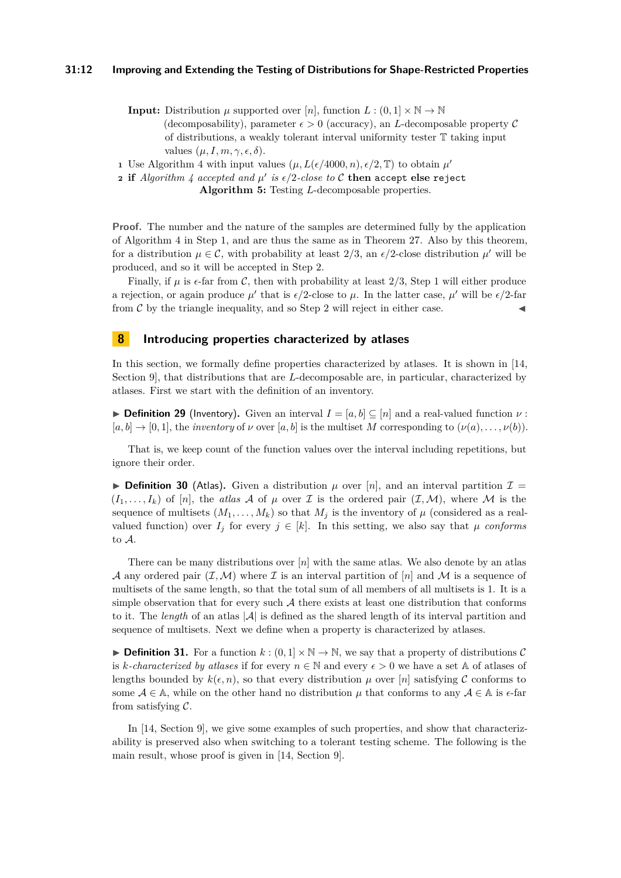**Input:** Distribution $\mu$ supported over $[n]$, function $L : (0, 1] \times \mathbb{N} \to \mathbb{N}$ (decomposability), parameter $\epsilon > 0$ (accuracy), an $L$-decomposable property $\mathcal{C}$ of distributions, a weakly tolerant interval uniformity tester $\mathbb{T}$ taking input values $(\mu, I, m, \gamma, \epsilon, \delta)$.

1 Use Algorithm 4 with input values $(\mu, L(\epsilon/4000, n), \epsilon/2, \mathbb{T})$ to obtain $\mu'$

2 **if** *Algorithm 4 accepted and* $\mu'$ *is* $\epsilon/2$*-close to* $\mathcal{C}$ **then** `accept` **else** `reject`

**Algorithm 5:** Testing $L$-decomposable properties.

**Proof.** The number and the nature of the samples are determined fully by the application of Algorithm 4 in Step 1, and are thus the same as in Theorem 27. Also by this theorem, for a distribution $\mu \in \mathcal{C}$, with probability at least 2/3, an $\epsilon/2$-close distribution $\mu'$ will be produced, and so it will be accepted in Step 2.

Finally, if $\mu$ is $\epsilon$-far from $\mathcal{C}$, then with probability at least 2/3, Step 1 will either produce a rejection, or again produce $\mu'$ that is $\epsilon/2$-close to $\mu$. In the latter case, $\mu'$ will be $\epsilon/2$-far from $\mathcal{C}$ by the triangle inequality, and so Step 2 will reject in either case. ◀

## 8 Introducing properties characterized by atlases

In this section, we formally define properties characterized by atlases. It is shown in [14, Section 9], that distributions that are $L$-decomposable are, in particular, characterized by atlases. First we start with the definition of an inventory.

▶ **Definition 29** (Inventory). Given an interval $I = [a, b] \subseteq [n]$ and a real-valued function $\nu : [a, b] \to [0, 1]$, the *inventory* of $\nu$ over $[a, b]$ is the multiset $M$ corresponding to $(\nu(a), \ldots, \nu(b))$.

That is, we keep count of the function values over the interval including repetitions, but ignore their order.

▶ **Definition 30** (Atlas). Given a distribution $\mu$ over $[n]$, and an interval partition $\mathcal{I} = (I_1, \ldots, I_k)$ of $[n]$, the *atlas* $\mathcal{A}$ of $\mu$ over $\mathcal{I}$ is the ordered pair $(\mathcal{I}, \mathcal{M})$, where $\mathcal{M}$ is the sequence of multisets $(M_1, \ldots, M_k)$ so that $M_j$ is the inventory of $\mu$ (considered as a real-valued function) over $I_j$ for every $j \in [k]$. In this setting, we also say that $\mu$ *conforms* to $\mathcal{A}$.

There can be many distributions over $[n]$ with the same atlas. We also denote by an atlas $\mathcal{A}$ any ordered pair $(\mathcal{I}, \mathcal{M})$ where $\mathcal{I}$ is an interval partition of $[n]$ and $\mathcal{M}$ is a sequence of multisets of the same length, so that the total sum of all members of all multisets is 1. It is a simple observation that for every such $\mathcal{A}$ there exists at least one distribution that conforms to it. The *length* of an atlas $|\mathcal{A}|$ is defined as the shared length of its interval partition and sequence of multisets. Next we define when a property is characterized by atlases.

▶ **Definition 31.** For a function $k : (0, 1] \times \mathbb{N} \to \mathbb{N}$, we say that a property of distributions $\mathcal{C}$ is $k$*-characterized by atlases* if for every $n \in \mathbb{N}$ and every $\epsilon > 0$ we have a set $\mathbb{A}$ of atlases of lengths bounded by $k(\epsilon, n)$, so that every distribution $\mu$ over $[n]$ satisfying $\mathcal{C}$ conforms to some $\mathcal{A} \in \mathbb{A}$, while on the other hand no distribution $\mu$ that conforms to any $\mathcal{A} \in \mathbb{A}$ is $\epsilon$-far from satisfying $\mathcal{C}$.

In [14, Section 9], we give some examples of such properties, and show that characterizability is preserved also when switching to a tolerant testing scheme. The following is the main result, whose proof is given in [14, Section 9].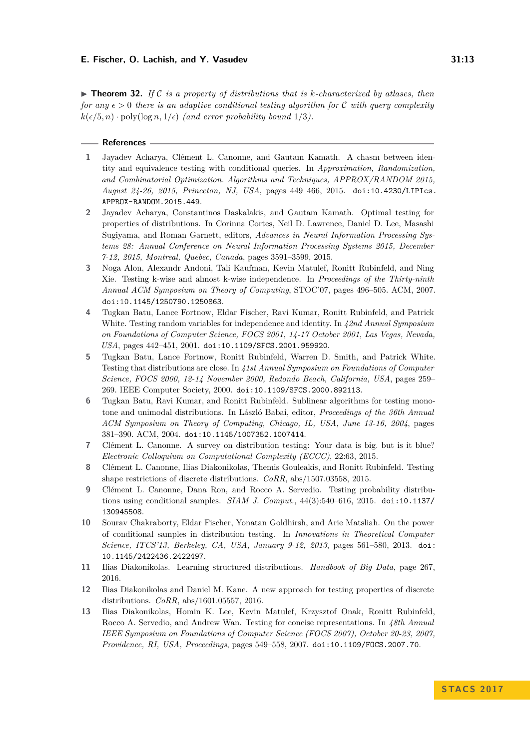▶ **Theorem 32.** *If $\mathcal{C}$ is a property of distributions that is $k$-characterized by atlases, then for any $\epsilon > 0$ there is an adaptive conditional testing algorithm for $\mathcal{C}$ with query complexity $k(\epsilon/5, n) \cdot \text{poly}(\log n, 1/\epsilon)$ (and error probability bound $1/3$).*

## References

1. Jayadev Acharya, Clément L. Canonne, and Gautam Kamath. A chasm between identity and equivalence testing with conditional queries. In *Approximation, Randomization, and Combinatorial Optimization. Algorithms and Techniques, APPROX/RANDOM 2015, August 24-26, 2015, Princeton, NJ, USA*, pages 449–466, 2015. doi:10.4230/LIPIcs.APPROX-RANDOM.2015.449.
2. Jayadev Acharya, Constantinos Daskalakis, and Gautam Kamath. Optimal testing for properties of distributions. In Corinna Cortes, Neil D. Lawrence, Daniel D. Lee, Masashi Sugiyama, and Roman Garnett, editors, *Advances in Neural Information Processing Systems 28: Annual Conference on Neural Information Processing Systems 2015, December 7-12, 2015, Montreal, Quebec, Canada*, pages 3591–3599, 2015.
3. Noga Alon, Alexandr Andoni, Tali Kaufman, Kevin Matulef, Ronitt Rubinfeld, and Ning Xie. Testing k-wise and almost k-wise independence. In *Proceedings of the Thirty-ninth Annual ACM Symposium on Theory of Computing*, STOC'07, pages 496–505. ACM, 2007. doi:10.1145/1250790.1250863.
4. Tugkan Batu, Lance Fortnow, Eldar Fischer, Ravi Kumar, Ronitt Rubinfeld, and Patrick White. Testing random variables for independence and identity. In *42nd Annual Symposium on Foundations of Computer Science, FOCS 2001, 14-17 October 2001, Las Vegas, Nevada, USA*, pages 442–451, 2001. doi:10.1109/SFCS.2001.959920.
5. Tugkan Batu, Lance Fortnow, Ronitt Rubinfeld, Warren D. Smith, and Patrick White. Testing that distributions are close. In *41st Annual Symposium on Foundations of Computer Science, FOCS 2000, 12-14 November 2000, Redondo Beach, California, USA*, pages 259–269. IEEE Computer Society, 2000. doi:10.1109/SFCS.2000.892113.
6. Tugkan Batu, Ravi Kumar, and Ronitt Rubinfeld. Sublinear algorithms for testing monotone and unimodal distributions. In László Babai, editor, *Proceedings of the 36th Annual ACM Symposium on Theory of Computing, Chicago, IL, USA, June 13-16, 2004*, pages 381–390. ACM, 2004. doi:10.1145/1007352.1007414.
7. Clément L. Canonne. A survey on distribution testing: Your data is big. but is it blue? *Electronic Colloquium on Computational Complexity (ECCC)*, 22:63, 2015.
8. Clément L. Canonne, Ilias Diakonikolas, Themis Gouleakis, and Ronitt Rubinfeld. Testing shape restrictions of discrete distributions. *CoRR*, abs/1507.03558, 2015.
9. Clément L. Canonne, Dana Ron, and Rocco A. Servedio. Testing probability distributions using conditional samples. *SIAM J. Comput.*, 44(3):540–616, 2015. doi:10.1137/130945508.
10. Sourav Chakraborty, Eldar Fischer, Yonatan Goldhirsh, and Arie Matsliah. On the power of conditional samples in distribution testing. In *Innovations in Theoretical Computer Science, ITCS'13, Berkeley, CA, USA, January 9-12, 2013*, pages 561–580, 2013. doi:10.1145/2422436.2422497.
11. Ilias Diakonikolas. Learning structured distributions. *Handbook of Big Data*, page 267, 2016.
12. Ilias Diakonikolas and Daniel M. Kane. A new approach for testing properties of discrete distributions. *CoRR*, abs/1601.05557, 2016.
13. Ilias Diakonikolas, Homin K. Lee, Kevin Matulef, Krzysztof Onak, Ronitt Rubinfeld, Rocco A. Servedio, and Andrew Wan. Testing for concise representations. In *48th Annual IEEE Symposium on Foundations of Computer Science (FOCS 2007), October 20-23, 2007, Providence, RI, USA, Proceedings*, pages 549–558, 2007. doi:10.1109/FOCS.2007.70.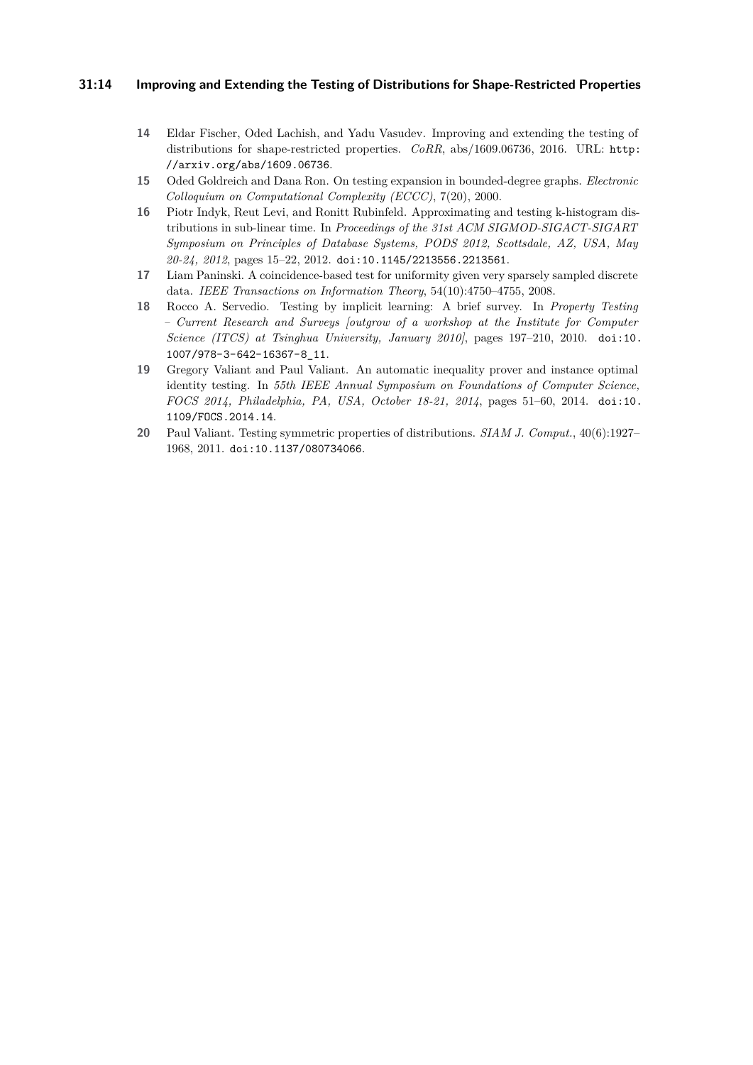**14** Eldar Fischer, Oded Lachish, and Yadu Vasudev. Improving and extending the testing of distributions for shape-restricted properties. *CoRR*, abs/1609.06736, 2016. URL: `http://arxiv.org/abs/1609.06736`.

**15** Oded Goldreich and Dana Ron. On testing expansion in bounded-degree graphs. *Electronic Colloquium on Computational Complexity (ECCC)*, 7(20), 2000.

**16** Piotr Indyk, Reut Levi, and Ronitt Rubinfeld. Approximating and testing k-histogram distributions in sub-linear time. In *Proceedings of the 31st ACM SIGMOD-SIGACT-SIGART Symposium on Principles of Database Systems, PODS 2012, Scottsdale, AZ, USA, May 20-24, 2012*, pages 15–22, 2012. `doi:10.1145/2213556.2213561`.

**17** Liam Paninski. A coincidence-based test for uniformity given very sparsely sampled discrete data. *IEEE Transactions on Information Theory*, 54(10):4750–4755, 2008.

**18** Rocco A. Servedio. Testing by implicit learning: A brief survey. In *Property Testing – Current Research and Surveys [outgrow of a workshop at the Institute for Computer Science (ITCS) at Tsinghua University, January 2010]*, pages 197–210, 2010. `doi:10.1007/978-3-642-16367-8_11`.

**19** Gregory Valiant and Paul Valiant. An automatic inequality prover and instance optimal identity testing. In *55th IEEE Annual Symposium on Foundations of Computer Science, FOCS 2014, Philadelphia, PA, USA, October 18-21, 2014*, pages 51–60, 2014. `doi:10.1109/FOCS.2014.14`.

**20** Paul Valiant. Testing symmetric properties of distributions. *SIAM J. Comput.*, 40(6):1927–1968, 2011. `doi:10.1137/080734066`.